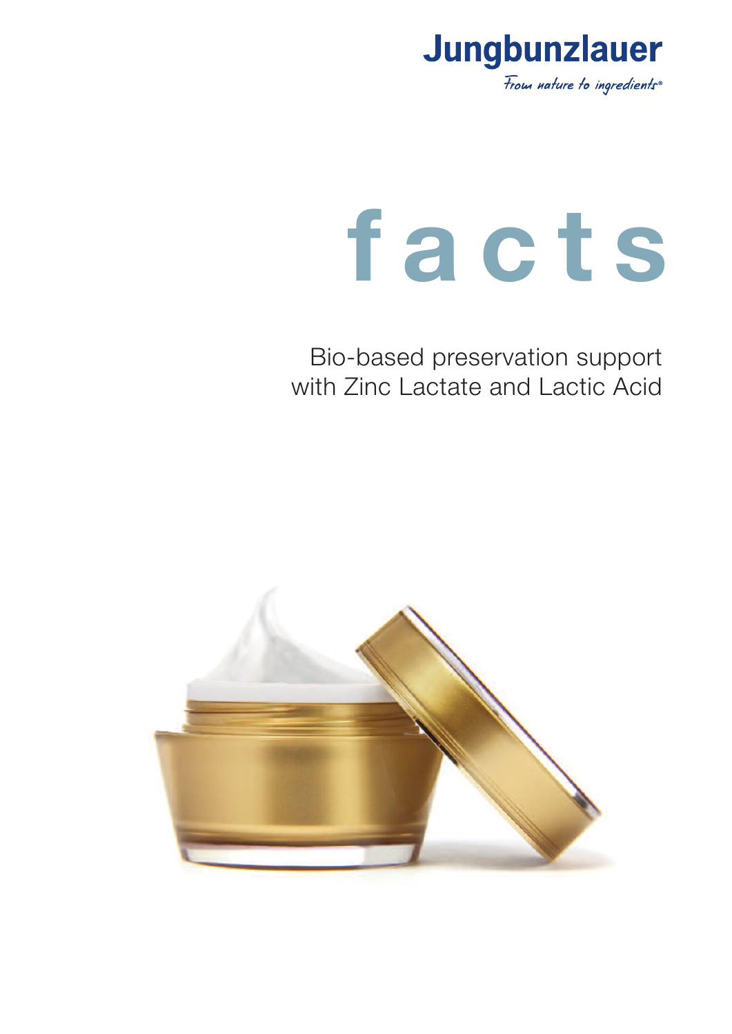Jungbunzlauer

*From nature to ingredients®*

# facts

Bio-based preservation support with Zinc Lactate and Lactic Acid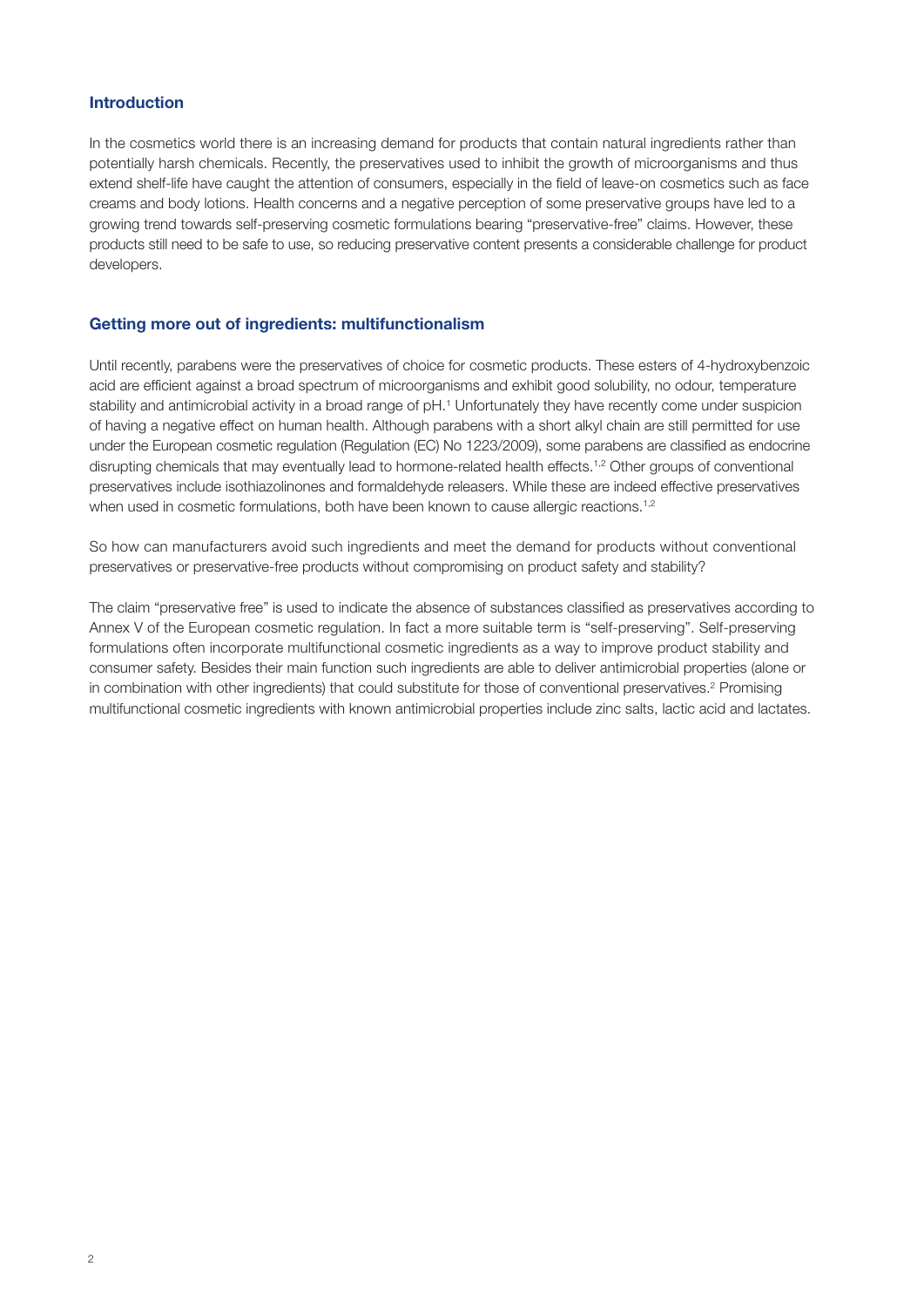## Introduction

In the cosmetics world there is an increasing demand for products that contain natural ingredients rather than potentially harsh chemicals. Recently, the preservatives used to inhibit the growth of microorganisms and thus extend shelf-life have caught the attention of consumers, especially in the field of leave-on cosmetics such as face creams and body lotions. Health concerns and a negative perception of some preservative groups have led to a growing trend towards self-preserving cosmetic formulations bearing "preservative-free" claims. However, these products still need to be safe to use, so reducing preservative content presents a considerable challenge for product developers.

## Getting more out of ingredients: multifunctionalism

Until recently, parabens were the preservatives of choice for cosmetic products. These esters of 4-hydroxybenzoic acid are efficient against a broad spectrum of microorganisms and exhibit good solubility, no odour, temperature stability and antimicrobial activity in a broad range of pH.[1] Unfortunately they have recently come under suspicion of having a negative effect on human health. Although parabens with a short alkyl chain are still permitted for use under the European cosmetic regulation (Regulation (EC) No 1223/2009), some parabens are classified as endocrine disrupting chemicals that may eventually lead to hormone-related health effects.[1,2] Other groups of conventional preservatives include isothiazolinones and formaldehyde releasers. While these are indeed effective preservatives when used in cosmetic formulations, both have been known to cause allergic reactions.[1,2]

So how can manufacturers avoid such ingredients and meet the demand for products without conventional preservatives or preservative-free products without compromising on product safety and stability?

The claim "preservative free" is used to indicate the absence of substances classified as preservatives according to Annex V of the European cosmetic regulation. In fact a more suitable term is "self-preserving". Self-preserving formulations often incorporate multifunctional cosmetic ingredients as a way to improve product stability and consumer safety. Besides their main function such ingredients are able to deliver antimicrobial properties (alone or in combination with other ingredients) that could substitute for those of conventional preservatives.[2] Promising multifunctional cosmetic ingredients with known antimicrobial properties include zinc salts, lactic acid and lactates.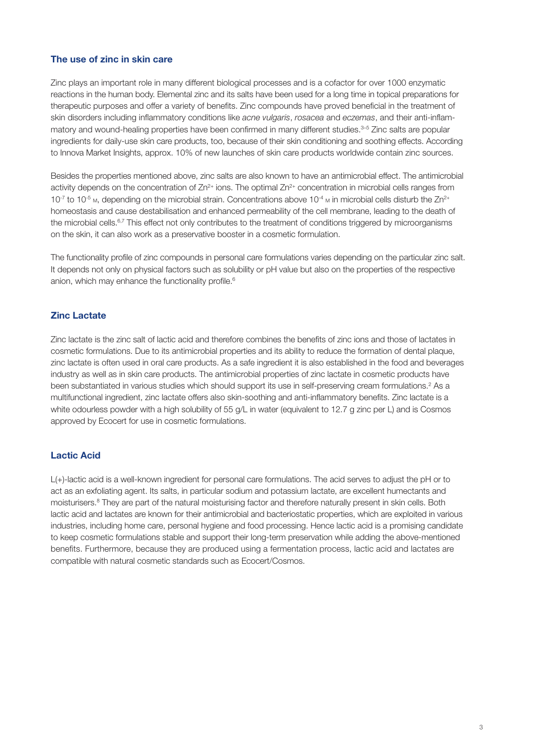## The use of zinc in skin care

Zinc plays an important role in many different biological processes and is a cofactor for over 1000 enzymatic reactions in the human body. Elemental zinc and its salts have been used for a long time in topical preparations for therapeutic purposes and offer a variety of benefits. Zinc compounds have proved beneficial in the treatment of skin disorders including inflammatory conditions like *acne vulgaris*, *rosacea* and *eczemas*, and their anti-inflammatory and wound-healing properties have been confirmed in many different studies.[3–5] Zinc salts are popular ingredients for daily-use skin care products, too, because of their skin conditioning and soothing effects. According to Innova Market Insights, approx. 10% of new launches of skin care products worldwide contain zinc sources.

Besides the properties mentioned above, zinc salts are also known to have an antimicrobial effect. The antimicrobial activity depends on the concentration of $Zn^{2+}$ ions. The optimal $Zn^{2+}$ concentration in microbial cells ranges from $10^{-7}$ to $10^{-5}$ M, depending on the microbial strain. Concentrations above $10^{-4}$ M in microbial cells disturb the $Zn^{2+}$ homeostasis and cause destabilisation and enhanced permeability of the cell membrane, leading to the death of the microbial cells.[6,7] This effect not only contributes to the treatment of conditions triggered by microorganisms on the skin, it can also work as a preservative booster in a cosmetic formulation.

The functionality profile of zinc compounds in personal care formulations varies depending on the particular zinc salt. It depends not only on physical factors such as solubility or pH value but also on the properties of the respective anion, which may enhance the functionality profile.[6]

## Zinc Lactate

Zinc lactate is the zinc salt of lactic acid and therefore combines the benefits of zinc ions and those of lactates in cosmetic formulations. Due to its antimicrobial properties and its ability to reduce the formation of dental plaque, zinc lactate is often used in oral care products. As a safe ingredient it is also established in the food and beverages industry as well as in skin care products. The antimicrobial properties of zinc lactate in cosmetic products have been substantiated in various studies which should support its use in self-preserving cream formulations.[2] As a multifunctional ingredient, zinc lactate offers also skin-soothing and anti-inflammatory benefits. Zinc lactate is a white odourless powder with a high solubility of 55 g/L in water (equivalent to 12.7 g zinc per L) and is Cosmos approved by Ecocert for use in cosmetic formulations.

## Lactic Acid

L(+)-lactic acid is a well-known ingredient for personal care formulations. The acid serves to adjust the pH or to act as an exfoliating agent. Its salts, in particular sodium and potassium lactate, are excellent humectants and moisturisers.[8] They are part of the natural moisturising factor and therefore naturally present in skin cells. Both lactic acid and lactates are known for their antimicrobial and bacteriostatic properties, which are exploited in various industries, including home care, personal hygiene and food processing. Hence lactic acid is a promising candidate to keep cosmetic formulations stable and support their long-term preservation while adding the above-mentioned benefits. Furthermore, because they are produced using a fermentation process, lactic acid and lactates are compatible with natural cosmetic standards such as Ecocert/Cosmos.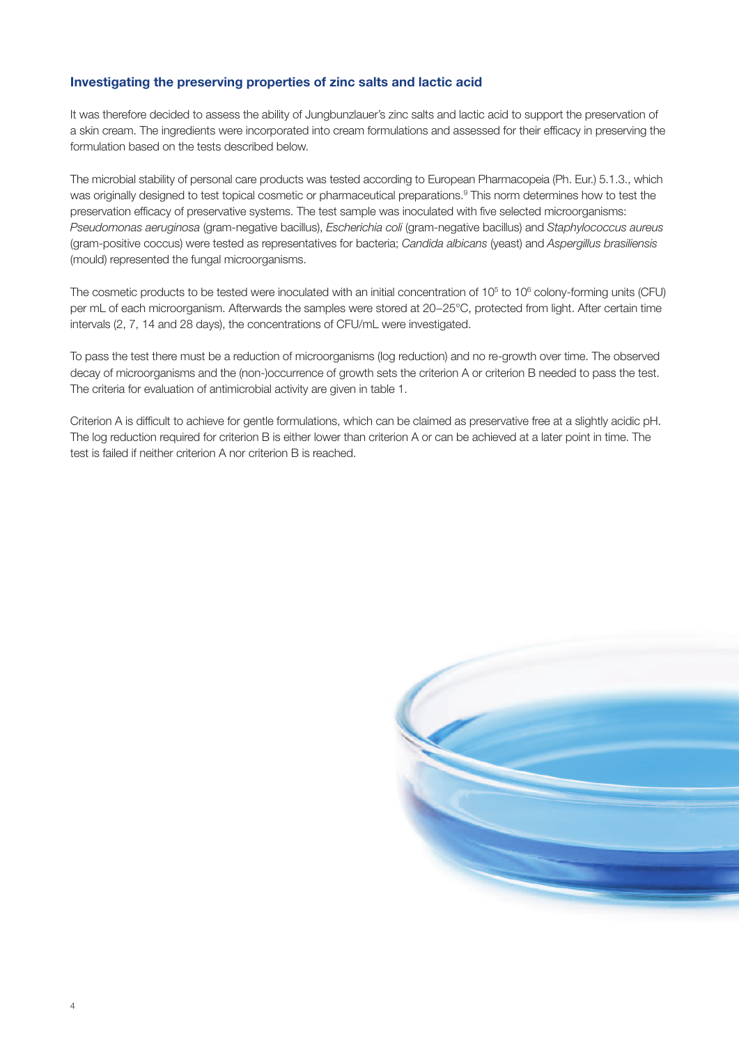## Investigating the preserving properties of zinc salts and lactic acid

It was therefore decided to assess the ability of Jungbunzlauer's zinc salts and lactic acid to support the preservation of a skin cream. The ingredients were incorporated into cream formulations and assessed for their efficacy in preserving the formulation based on the tests described below.

The microbial stability of personal care products was tested according to European Pharmacopeia (Ph. Eur.) 5.1.3., which was originally designed to test topical cosmetic or pharmaceutical preparations.[9] This norm determines how to test the preservation efficacy of preservative systems. The test sample was inoculated with five selected microorganisms: *Pseudomonas aeruginosa* (gram-negative bacillus), *Escherichia coli* (gram-negative bacillus) and *Staphylococcus aureus* (gram-positive coccus) were tested as representatives for bacteria; *Candida albicans* (yeast) and *Aspergillus brasiliensis* (mould) represented the fungal microorganisms.

The cosmetic products to be tested were inoculated with an initial concentration of $10^5$ to $10^6$ colony-forming units (CFU) per mL of each microorganism. Afterwards the samples were stored at 20–25°C, protected from light. After certain time intervals (2, 7, 14 and 28 days), the concentrations of CFU/mL were investigated.

To pass the test there must be a reduction of microorganisms (log reduction) and no re-growth over time. The observed decay of microorganisms and the (non-)occurrence of growth sets the criterion A or criterion B needed to pass the test. The criteria for evaluation of antimicrobial activity are given in table 1.

Criterion A is difficult to achieve for gentle formulations, which can be claimed as preservative free at a slightly acidic pH. The log reduction required for criterion B is either lower than criterion A or can be achieved at a later point in time. The test is failed if neither criterion A nor criterion B is reached.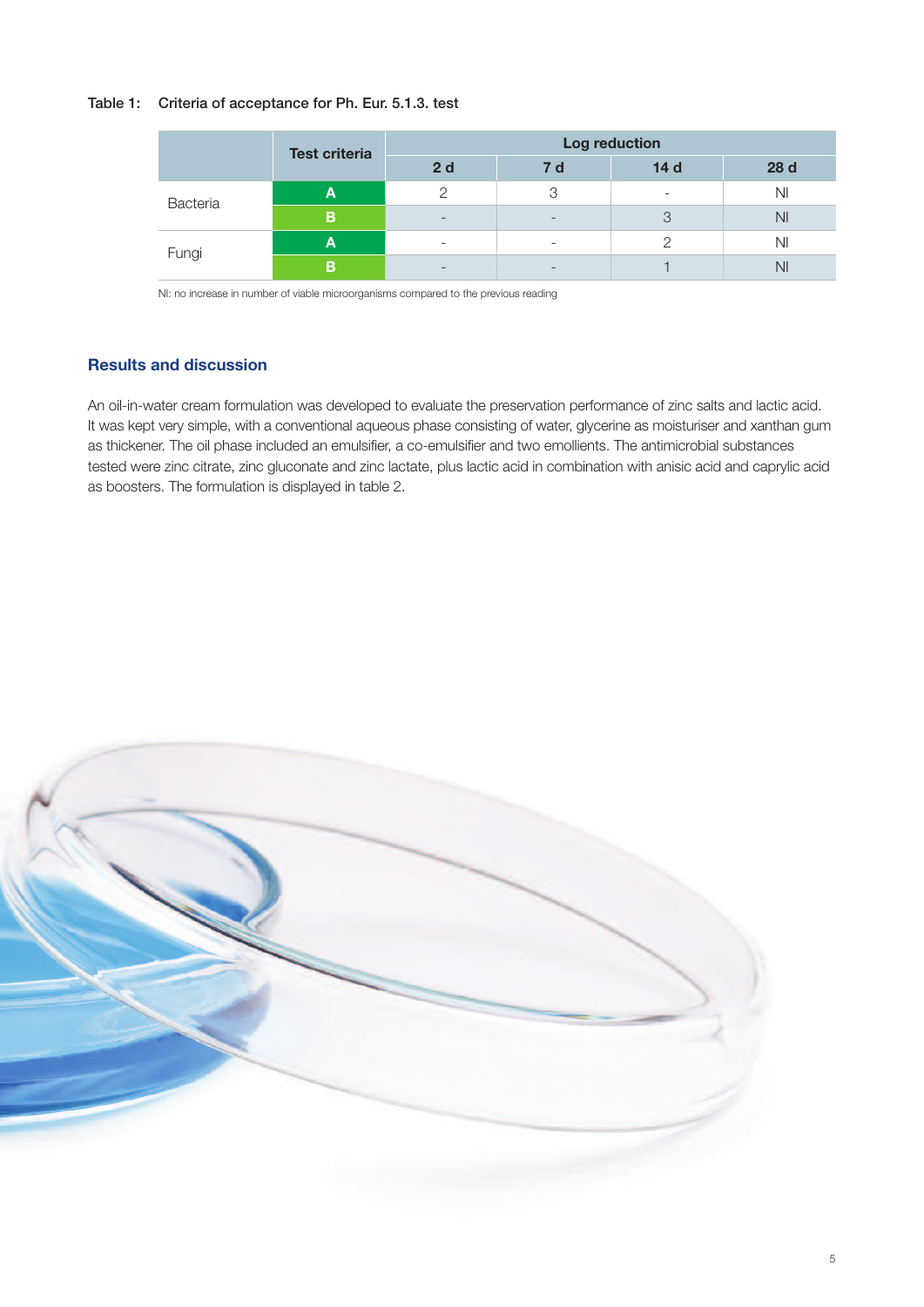Table 1: Criteria of acceptance for Ph. Eur. 5.1.3. test

| | Test criteria | Log reduction | | | |
|---|---|---|---|---|---|
| | | 2 d | 7 d | 14 d | 28 d |
| Bacteria | A | 2 | 3 | - | NI |
| | B | - | - | 3 | NI |
| Fungi | A | - | - | 2 | NI |
| | B | - | - | 1 | NI |

NI: no increase in number of viable microorganisms compared to the previous reading

## Results and discussion

An oil-in-water cream formulation was developed to evaluate the preservation performance of zinc salts and lactic acid. It was kept very simple, with a conventional aqueous phase consisting of water, glycerine as moisturiser and xanthan gum as thickener. The oil phase included an emulsifier, a co-emulsifier and two emollients. The antimicrobial substances tested were zinc citrate, zinc gluconate and zinc lactate, plus lactic acid in combination with anisic acid and caprylic acid as boosters. The formulation is displayed in table 2.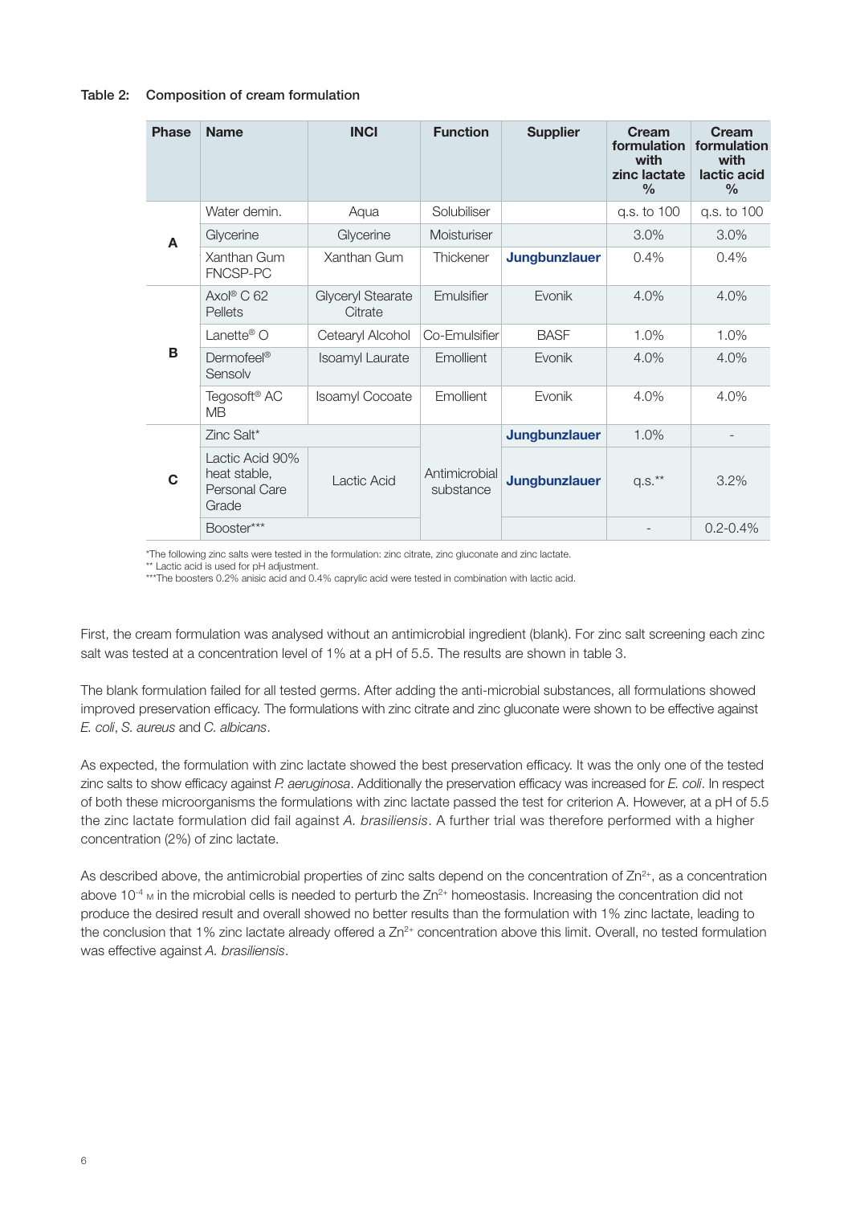**Table 2: Composition of cream formulation**

| Phase | Name | INCI | Function | Supplier | Cream formulation with zinc lactate % | Cream formulation with lactic acid % |
|---|---|---|---|---|---|---|
| A | Water demin. | Aqua | Solubiliser | | q.s. to 100 | q.s. to 100 |
| | Glycerine | Glycerine | Moisturiser | | 3.0% | 3.0% |
| | Xanthan Gum FNCSP-PC | Xanthan Gum | Thickener | **Jungbunzlauer** | 0.4% | 0.4% |
| B | Axol® C 62 Pellets | Glyceryl Stearate Citrate | Emulsifier | Evonik | 4.0% | 4.0% |
| | Lanette® O | Cetearyl Alcohol | Co-Emulsifier | BASF | 1.0% | 1.0% |
| | Dermofeel® Sensolv | Isoamyl Laurate | Emollient | Evonik | 4.0% | 4.0% |
| | Tegosoft® AC MB | Isoamyl Cocoate | Emollient | Evonik | 4.0% | 4.0% |
| C | Zinc Salt* | | Antimicrobial substance | **Jungbunzlauer** | 1.0% | - |
| | Lactic Acid 90% heat stable, Personal Care Grade | Lactic Acid | | **Jungbunzlauer** | q.s.** | 3.2% |
| | Booster*** | | | | - | 0.2-0.4% |

*The following zinc salts were tested in the formulation: zinc citrate, zinc gluconate and zinc lactate.
** Lactic acid is used for pH adjustment.
***The boosters 0.2% anisic acid and 0.4% caprylic acid were tested in combination with lactic acid.

First, the cream formulation was analysed without an antimicrobial ingredient (blank). For zinc salt screening each zinc salt was tested at a concentration level of 1% at a pH of 5.5. The results are shown in table 3.

The blank formulation failed for all tested germs. After adding the anti-microbial substances, all formulations showed improved preservation efficacy. The formulations with zinc citrate and zinc gluconate were shown to be effective against *E. coli*, *S. aureus* and *C. albicans*.

As expected, the formulation with zinc lactate showed the best preservation efficacy. It was the only one of the tested zinc salts to show efficacy against *P. aeruginosa*. Additionally the preservation efficacy was increased for *E. coli*. In respect of both these microorganisms the formulations with zinc lactate passed the test for criterion A. However, at a pH of 5.5 the zinc lactate formulation did fail against *A. brasiliensis*. A further trial was therefore performed with a higher concentration (2%) of zinc lactate.

As described above, the antimicrobial properties of zinc salts depend on the concentration of $Zn^{2+}$, as a concentration above $10^{-4}$ M in the microbial cells is needed to perturb the $Zn^{2+}$ homeostasis. Increasing the concentration did not produce the desired result and overall showed no better results than the formulation with 1% zinc lactate, leading to the conclusion that 1% zinc lactate already offered a $Zn^{2+}$ concentration above this limit. Overall, no tested formulation was effective against *A. brasiliensis*.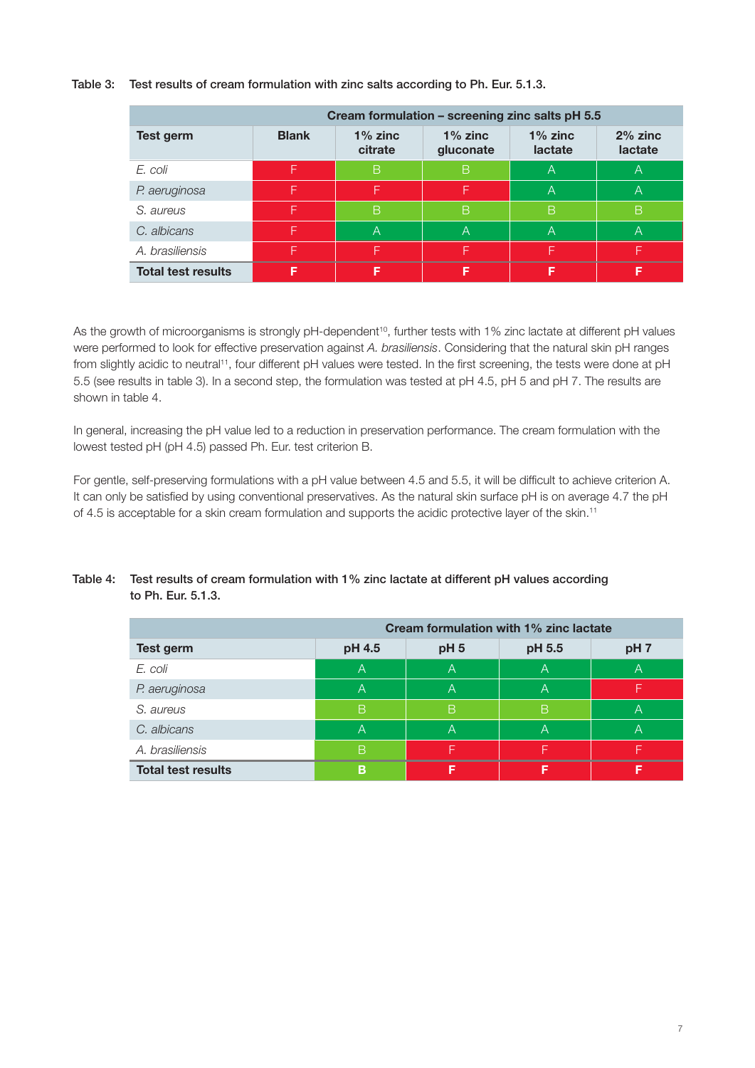Table 3: Test results of cream formulation with zinc salts according to Ph. Eur. 5.1.3.

| | Cream formulation – screening zinc salts pH 5.5 | | | | |
|---|---|---|---|---|---|
| **Test germ** | **Blank** | **1% zinc citrate** | **1% zinc gluconate** | **1% zinc lactate** | **2% zinc lactate** |
| *E. coli* | F | B | B | A | A |
| *P. aeruginosa* | F | F | F | A | A |
| *S. aureus* | F | B | B | B | B |
| *C. albicans* | F | A | A | A | A |
| *A. brasiliensis* | F | F | F | F | F |
| **Total test results** | **F** | **F** | **F** | **F** | **F** |

As the growth of microorganisms is strongly pH-dependent[10], further tests with 1% zinc lactate at different pH values were performed to look for effective preservation against *A. brasiliensis*. Considering that the natural skin pH ranges from slightly acidic to neutral[11], four different pH values were tested. In the first screening, the tests were done at pH 5.5 (see results in table 3). In a second step, the formulation was tested at pH 4.5, pH 5 and pH 7. The results are shown in table 4.

In general, increasing the pH value led to a reduction in preservation performance. The cream formulation with the lowest tested pH (pH 4.5) passed Ph. Eur. test criterion B.

For gentle, self-preserving formulations with a pH value between 4.5 and 5.5, it will be difficult to achieve criterion A. It can only be satisfied by using conventional preservatives. As the natural skin surface pH is on average 4.7 the pH of 4.5 is acceptable for a skin cream formulation and supports the acidic protective layer of the skin.[11]

Table 4: Test results of cream formulation with 1% zinc lactate at different pH values according to Ph. Eur. 5.1.3.

| | Cream formulation with 1% zinc lactate | | | |
|---|---|---|---|---|
| **Test germ** | **pH 4.5** | **pH 5** | **pH 5.5** | **pH 7** |
| *E. coli* | A | A | A | A |
| *P. aeruginosa* | A | A | A | F |
| *S. aureus* | B | B | B | A |
| *C. albicans* | A | A | A | A |
| *A. brasiliensis* | B | F | F | F |
| **Total test results** | **B** | **F** | **F** | **F** |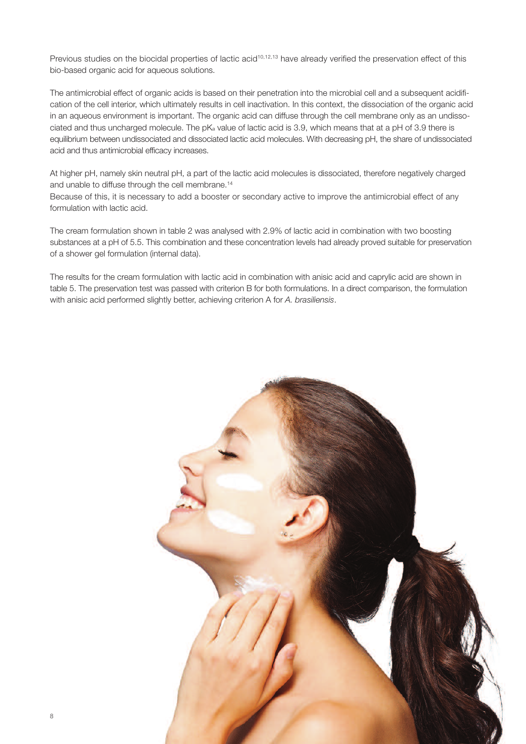Previous studies on the biocidal properties of lactic acid[10,12,13] have already verified the preservation effect of this bio-based organic acid for aqueous solutions.

The antimicrobial effect of organic acids is based on their penetration into the microbial cell and a subsequent acidification of the cell interior, which ultimately results in cell inactivation. In this context, the dissociation of the organic acid in an aqueous environment is important. The organic acid can diffuse through the cell membrane only as an undissociated and thus uncharged molecule. The $pK_a$ value of lactic acid is 3.9, which means that at a pH of 3.9 there is equilibrium between undissociated and dissociated lactic acid molecules. With decreasing pH, the share of undissociated acid and thus antimicrobial efficacy increases.

At higher pH, namely skin neutral pH, a part of the lactic acid molecules is dissociated, therefore negatively charged and unable to diffuse through the cell membrane.[14]
Because of this, it is necessary to add a booster or secondary active to improve the antimicrobial effect of any formulation with lactic acid.

The cream formulation shown in table 2 was analysed with 2.9% of lactic acid in combination with two boosting substances at a pH of 5.5. This combination and these concentration levels had already proved suitable for preservation of a shower gel formulation (internal data).

The results for the cream formulation with lactic acid in combination with anisic acid and caprylic acid are shown in table 5. The preservation test was passed with criterion B for both formulations. In a direct comparison, the formulation with anisic acid performed slightly better, achieving criterion A for *A. brasiliensis*.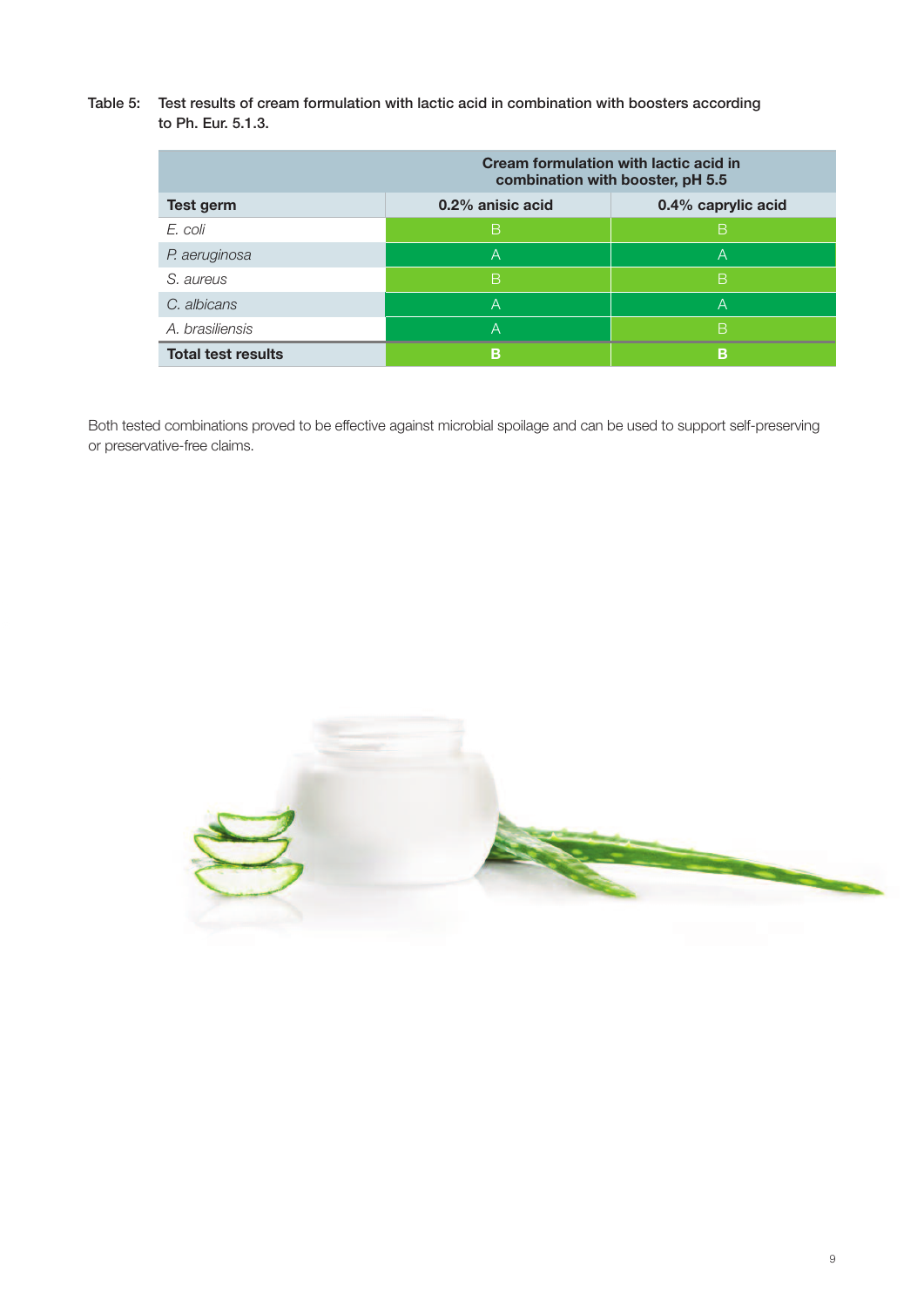Table 5: Test results of cream formulation with lactic acid in combination with boosters according to Ph. Eur. 5.1.3.

| | Cream formulation with lactic acid in combination with booster, pH 5.5 | |
|---|---|---|
| **Test germ** | **0.2% anisic acid** | **0.4% caprylic acid** |
| *E. coli* | B | B |
| *P. aeruginosa* | A | A |
| *S. aureus* | B | B |
| *C. albicans* | A | A |
| *A. brasiliensis* | A | B |
| **Total test results** | **B** | **B** |

Both tested combinations proved to be effective against microbial spoilage and can be used to support self-preserving or preservative-free claims.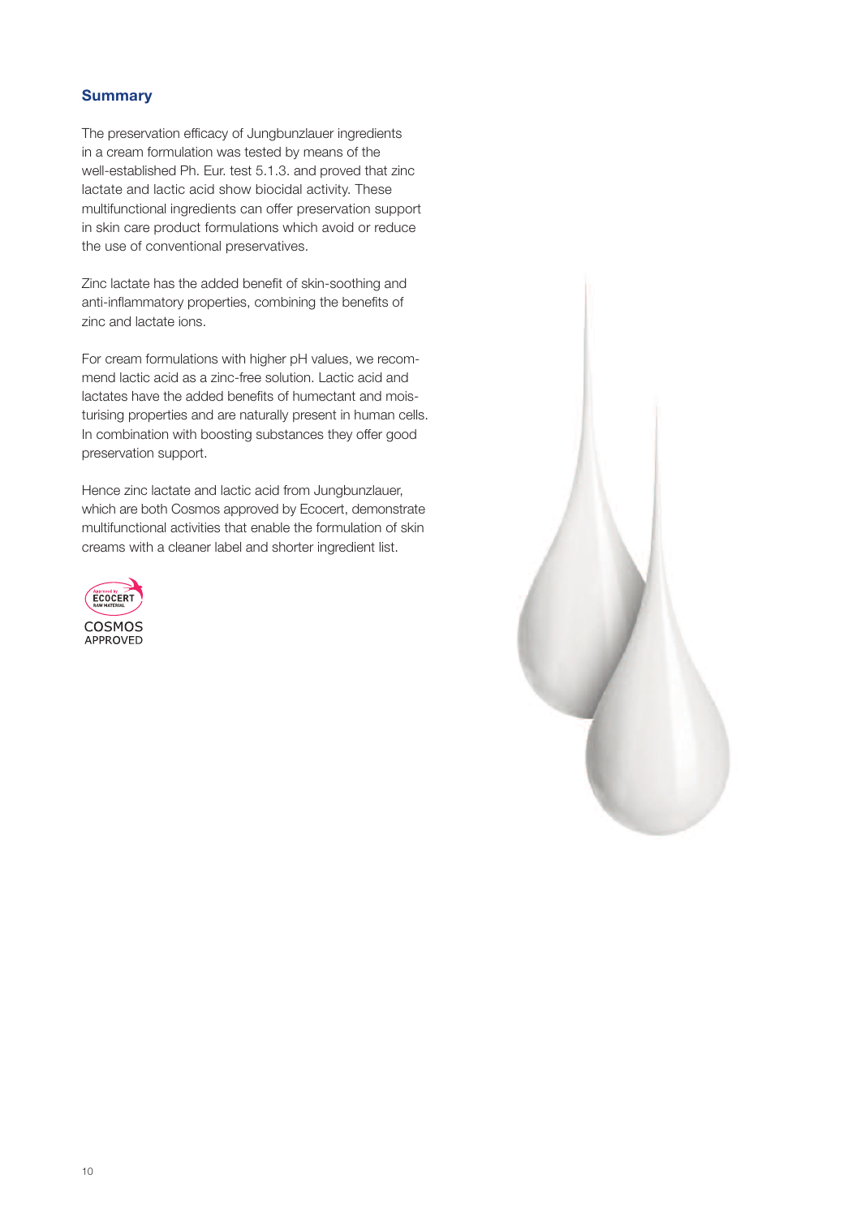## Summary

The preservation efficacy of Jungbunzlauer ingredients in a cream formulation was tested by means of the well-established Ph. Eur. test 5.1.3. and proved that zinc lactate and lactic acid show biocidal activity. These multifunctional ingredients can offer preservation support in skin care product formulations which avoid or reduce the use of conventional preservatives.

Zinc lactate has the added benefit of skin-soothing and anti-inflammatory properties, combining the benefits of zinc and lactate ions.

For cream formulations with higher pH values, we recommend lactic acid as a zinc-free solution. Lactic acid and lactates have the added benefits of humectant and moisturising properties and are naturally present in human cells. In combination with boosting substances they offer good preservation support.

Hence zinc lactate and lactic acid from Jungbunzlauer, which are both Cosmos approved by Ecocert, demonstrate multifunctional activities that enable the formulation of skin creams with a cleaner label and shorter ingredient list.

Approved by ECOCERT RAW MATERIAL

COSMOS APPROVED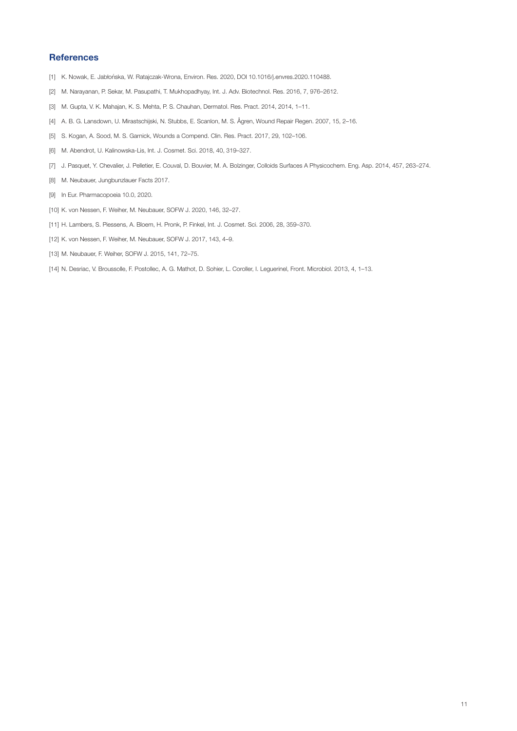## References

[1] K. Nowak, E. Jabłońska, W. Ratajczak-Wrona, Environ. Res. 2020, DOI 10.1016/j.envres.2020.110488.

[2] M. Narayanan, P. Sekar, M. Pasupathi, T. Mukhopadhyay, Int. J. Adv. Biotechnol. Res. 2016, 7, 976–2612.

[3] M. Gupta, V. K. Mahajan, K. S. Mehta, P. S. Chauhan, Dermatol. Res. Pract. 2014, 2014, 1–11.

[4] A. B. G. Lansdown, U. Mirastschijski, N. Stubbs, E. Scanlon, M. S. Ågren, Wound Repair Regen. 2007, 15, 2–16.

[5] S. Kogan, A. Sood, M. S. Garnick, Wounds a Compend. Clin. Res. Pract. 2017, 29, 102–106.

[6] M. Abendrot, U. Kalinowska-Lis, Int. J. Cosmet. Sci. 2018, 40, 319–327.

[7] J. Pasquet, Y. Chevalier, J. Pelletier, E. Couval, D. Bouvier, M. A. Bolzinger, Colloids Surfaces A Physicochem. Eng. Asp. 2014, 457, 263–274.

[8] M. Neubauer, Jungbunzlauer Facts 2017.

[9] In Eur. Pharmacopoeia 10.0, 2020.

[10] K. von Nessen, F. Weiher, M. Neubauer, SOFW J. 2020, 146, 32–27.

[11] H. Lambers, S. Piessens, A. Bloem, H. Pronk, P. Finkel, Int. J. Cosmet. Sci. 2006, 28, 359–370.

[12] K. von Nessen, F. Weiher, M. Neubauer, SOFW J. 2017, 143, 4–9.

[13] M. Neubauer, F. Weiher, SOFW J. 2015, 141, 72–75.

[14] N. Desriac, V. Broussolle, F. Postollec, A. G. Mathot, D. Sohier, L. Coroller, I. Leguerinel, Front. Microbiol. 2013, 4, 1–13.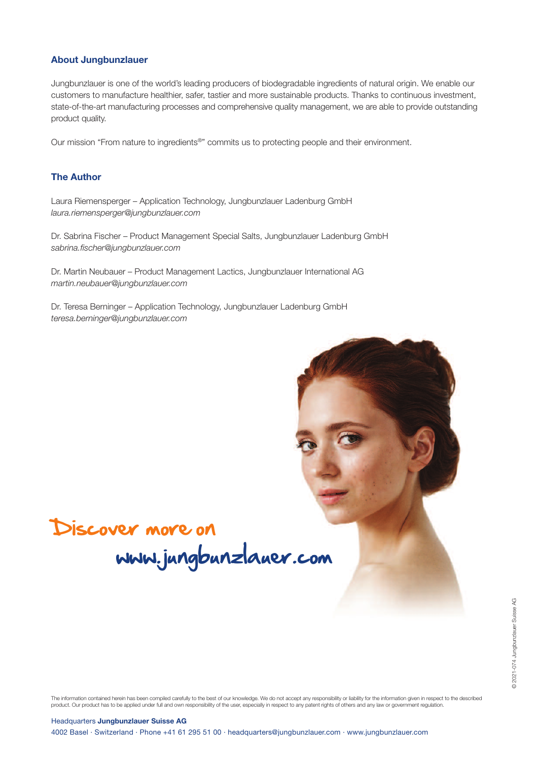## About Jungbunzlauer

Jungbunzlauer is one of the world's leading producers of biodegradable ingredients of natural origin. We enable our customers to manufacture healthier, safer, tastier and more sustainable products. Thanks to continuous investment, state-of-the-art manufacturing processes and comprehensive quality management, we are able to provide outstanding product quality.

Our mission "From nature to ingredients®" commits us to protecting people and their environment.

## The Author

Laura Riemensperger – Application Technology, Jungbunzlauer Ladenburg GmbH
*laura.riemensperger@jungbunzlauer.com*

Dr. Sabrina Fischer – Product Management Special Salts, Jungbunzlauer Ladenburg GmbH
*sabrina.fischer@jungbunzlauer.com*

Dr. Martin Neubauer – Product Management Lactics, Jungbunzlauer International AG
*martin.neubauer@jungbunzlauer.com*

Dr. Teresa Berninger – Application Technology, Jungbunzlauer Ladenburg GmbH
*teresa.berninger@jungbunzlauer.com*

Discover more on
www.jungbunzlauer.com

© 2021-074 Jungbunzlauer Suisse AG

The information contained herein has been compiled carefully to the best of our knowledge. We do not accept any responsibility or liability for the information given in respect to the described product. Our product has to be applied under full and own responsibility of the user, especially in respect to any patent rights of others and any law or government regulation.

Headquarters **Jungbunzlauer Suisse AG**
4002 Basel · Switzerland · Phone +41 61 295 51 00 · headquarters@jungbunzlauer.com · www.jungbunzlauer.com